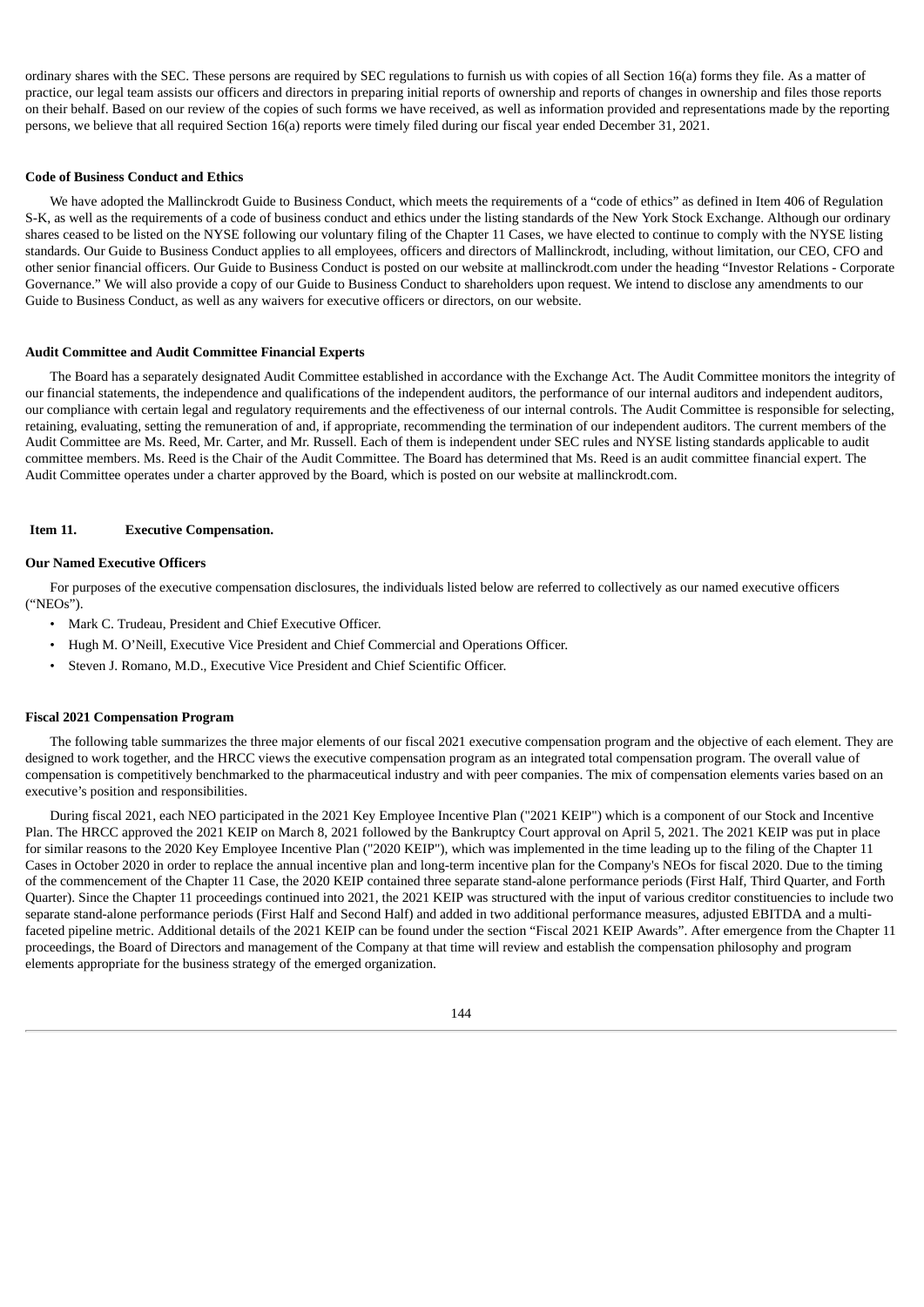ordinary shares with the SEC. These persons are required by SEC regulations to furnish us with copies of all Section 16(a) forms they file. As a matter of practice, our legal team assists our officers and directors in preparing initial reports of ownership and reports of changes in ownership and files those reports on their behalf. Based on our review of the copies of such forms we have received, as well as information provided and representations made by the reporting persons, we believe that all required Section 16(a) reports were timely filed during our fiscal year ended December 31, 2021.

**Code of Business Conduct and Ethics**

We have adopted the Mallinckrodt Guide to Business Conduct, which meets the requirements of a "code of ethics" as defined in Item 406 of Regulation S-K, as well as the requirements of a code of business conduct and ethics under the listing standards of the New York Stock Exchange. Although our ordinary shares ceased to be listed on the NYSE following our voluntary filing of the Chapter 11 Cases, we have elected to continue to comply with the NYSE listing standards. Our Guide to Business Conduct applies to all employees, officers and directors of Mallinckrodt, including, without limitation, our CEO, CFO and other senior financial officers. Our Guide to Business Conduct is posted on our website at mallinckrodt.com under the heading "Investor Relations - Corporate Governance." We will also provide a copy of our Guide to Business Conduct to shareholders upon request. We intend to disclose any amendments to our Guide to Business Conduct, as well as any waivers for executive officers or directors, on our website.

**Audit Committee and Audit Committee Financial Experts**

The Board has a separately designated Audit Committee established in accordance with the Exchange Act. The Audit Committee monitors the integrity of our financial statements, the independence and qualifications of the independent auditors, the performance of our internal auditors and independent auditors, our compliance with certain legal and regulatory requirements and the effectiveness of our internal controls. The Audit Committee is responsible for selecting, retaining, evaluating, setting the remuneration of and, if appropriate, recommending the termination of our independent auditors. The current members of the Audit Committee are Ms. Reed, Mr. Carter, and Mr. Russell. Each of them is independent under SEC rules and NYSE listing standards applicable to audit committee members. Ms. Reed is the Chair of the Audit Committee. The Board has determined that Ms. Reed is an audit committee financial expert. The Audit Committee operates under a charter approved by the Board, which is posted on our website at mallinckrodt.com.

## Item 11. Executive Compensation.

**Our Named Executive Officers**

For purposes of the executive compensation disclosures, the individuals listed below are referred to collectively as our named executive officers ("NEOs").

- Mark C. Trudeau, President and Chief Executive Officer.
- Hugh M. O'Neill, Executive Vice President and Chief Commercial and Operations Officer.
- Steven J. Romano, M.D., Executive Vice President and Chief Scientific Officer.

**Fiscal 2021 Compensation Program**

The following table summarizes the three major elements of our fiscal 2021 executive compensation program and the objective of each element. They are designed to work together, and the HRCC views the executive compensation program as an integrated total compensation program. The overall value of compensation is competitively benchmarked to the pharmaceutical industry and with peer companies. The mix of compensation elements varies based on an executive's position and responsibilities.

During fiscal 2021, each NEO participated in the 2021 Key Employee Incentive Plan ("2021 KEIP") which is a component of our Stock and Incentive Plan. The HRCC approved the 2021 KEIP on March 8, 2021 followed by the Bankruptcy Court approval on April 5, 2021. The 2021 KEIP was put in place for similar reasons to the 2020 Key Employee Incentive Plan ("2020 KEIP"), which was implemented in the time leading up to the filing of the Chapter 11 Cases in October 2020 in order to replace the annual incentive plan and long-term incentive plan for the Company's NEOs for fiscal 2020. Due to the timing of the commencement of the Chapter 11 Case, the 2020 KEIP contained three separate stand-alone performance periods (First Half, Third Quarter, and Forth Quarter). Since the Chapter 11 proceedings continued into 2021, the 2021 KEIP was structured with the input of various creditor constituencies to include two separate stand-alone performance periods (First Half and Second Half) and added in two additional performance measures, adjusted EBITDA and a multi-faceted pipeline metric. Additional details of the 2021 KEIP can be found under the section "Fiscal 2021 KEIP Awards". After emergence from the Chapter 11 proceedings, the Board of Directors and management of the Company at that time will review and establish the compensation philosophy and program elements appropriate for the business strategy of the emerged organization.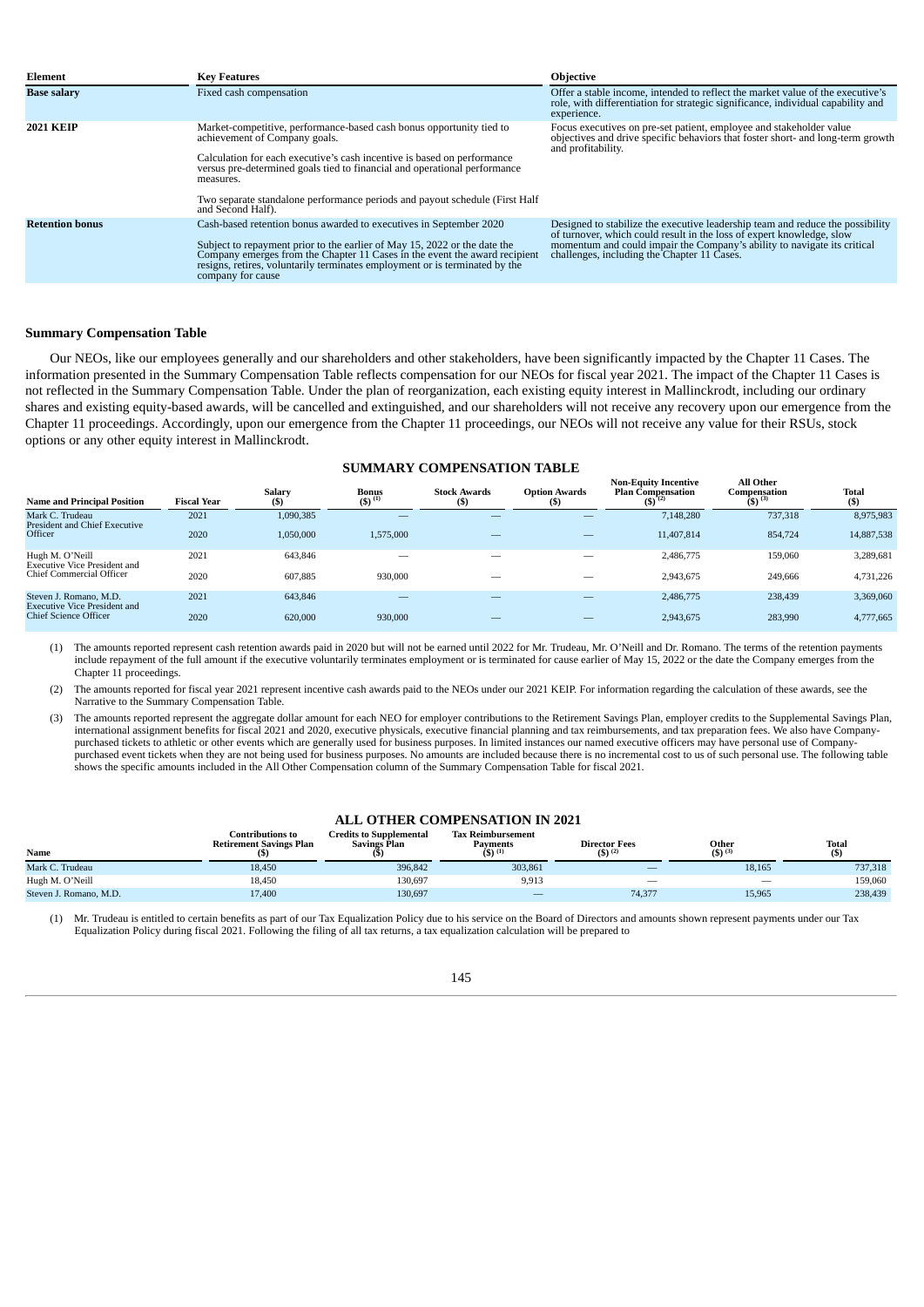| Element | Key Features | Objective |
|---|---|---|
| **Base salary** | Fixed cash compensation | Offer a stable income, intended to reflect the market value of the executive's role, with differentiation for strategic significance, individual capability and experience. |
| **2021 KEIP** | Market-competitive, performance-based cash bonus opportunity tied to achievement of Company goals.<br><br>Calculation for each executive's cash incentive is based on performance versus pre-determined goals tied to financial and operational performance measures.<br><br>Two separate standalone performance periods and payout schedule (First Half and Second Half). | Focus executives on pre-set patient, employee and stakeholder value objectives and drive specific behaviors that foster short- and long-term growth and profitability. |
| **Retention bonus** | Cash-based retention bonus awarded to executives in September 2020<br><br>Subject to repayment prior to the earlier of May 15, 2022 or the date the Company emerges from the Chapter 11 Cases in the event the award recipient resigns, retires, voluntarily terminates employment or is terminated by the company for cause | Designed to stabilize the executive leadership team and reduce the possibility of turnover, which could result in the loss of expert knowledge, slow momentum and could impair the Company's ability to navigate its critical challenges, including the Chapter 11 Cases. |

## Summary Compensation Table

Our NEOs, like our employees generally and our shareholders and other stakeholders, have been significantly impacted by the Chapter 11 Cases. The information presented in the Summary Compensation Table reflects compensation for our NEOs for fiscal year 2021. The impact of the Chapter 11 Cases is not reflected in the Summary Compensation Table. Under the plan of reorganization, each existing equity interest in Mallinckrodt, including our ordinary shares and existing equity-based awards, will be cancelled and extinguished, and our shareholders will not receive any recovery upon our emergence from the Chapter 11 proceedings. Accordingly, upon our emergence from the Chapter 11 proceedings, our NEOs will not receive any value for their RSUs, stock options or any other equity interest in Mallinckrodt.

### SUMMARY COMPENSATION TABLE

| Name and Principal Position | Fiscal Year | Salary ($) | Bonus ($) [1] | Stock Awards ($) | Option Awards ($) | Non-Equity Incentive Plan Compensation ($) [2] | All Other Compensation ($) [3] | Total ($) |
|---|---|---|---|---|---|---|---|---|
| Mark C. Trudeau<br>President and Chief Executive Officer | 2021 | 1,090,385 | — | — | — | 7,148,280 | 737,318 | 8,975,983 |
| | 2020 | 1,050,000 | 1,575,000 | — | — | 11,407,814 | 854,724 | 14,887,538 |
| Hugh M. O'Neill<br>Executive Vice President and Chief Commercial Officer | 2021 | 643,846 | — | — | — | 2,486,775 | 159,060 | 3,289,681 |
| | 2020 | 607,885 | 930,000 | — | — | 2,943,675 | 249,666 | 4,731,226 |
| Steven J. Romano, M.D.<br>Executive Vice President and Chief Science Officer | 2021 | 643,846 | — | — | — | 2,486,775 | 238,439 | 3,369,060 |
| | 2020 | 620,000 | 930,000 | — | — | 2,943,675 | 283,990 | 4,777,665 |

(1) The amounts reported represent cash retention awards paid in 2020 but will not be earned until 2022 for Mr. Trudeau, Mr. O'Neill and Dr. Romano. The terms of the retention payments include repayment of the full amount if the executive voluntarily terminates employment or is terminated for cause earlier of May 15, 2022 or the date the Company emerges from the Chapter 11 proceedings.

(2) The amounts reported for fiscal year 2021 represent incentive cash awards paid to the NEOs under our 2021 KEIP. For information regarding the calculation of these awards, see the Narrative to the Summary Compensation Table.

(3) The amounts reported represent the aggregate dollar amount for each NEO for employer contributions to the Retirement Savings Plan, employer credits to the Supplemental Savings Plan, international assignment benefits for fiscal 2021 and 2020, executive physicals, executive financial planning and tax reimbursements, and tax preparation fees. We also have Company-purchased tickets to athletic or other events which are generally used for business purposes. In limited instances our named executive officers may have personal use of Company-purchased event tickets when they are not being used for business purposes. No amounts are included because there is no incremental cost to us of such personal use. The following table shows the specific amounts included in the All Other Compensation column of the Summary Compensation Table for fiscal 2021.

### ALL OTHER COMPENSATION IN 2021

| Name | Contributions to Retirement Savings Plan ($) | Credits to Supplemental Savings Plan ($) | Tax Reimbursement Payments ($) [1] | Director Fees ($) [2] | Other ($) [3] | Total ($) |
|---|---|---|---|---|---|---|
| Mark C. Trudeau | 18,450 | 396,842 | 303,861 | — | 18,165 | 737,318 |
| Hugh M. O'Neill | 18,450 | 130,697 | 9,913 | — | — | 159,060 |
| Steven J. Romano, M.D. | 17,400 | 130,697 | — | 74,377 | 15,965 | 238,439 |

(1) Mr. Trudeau is entitled to certain benefits as part of our Tax Equalization Policy due to his service on the Board of Directors and amounts shown represent payments under our Tax Equalization Policy during fiscal 2021. Following the filing of all tax returns, a tax equalization calculation will be prepared to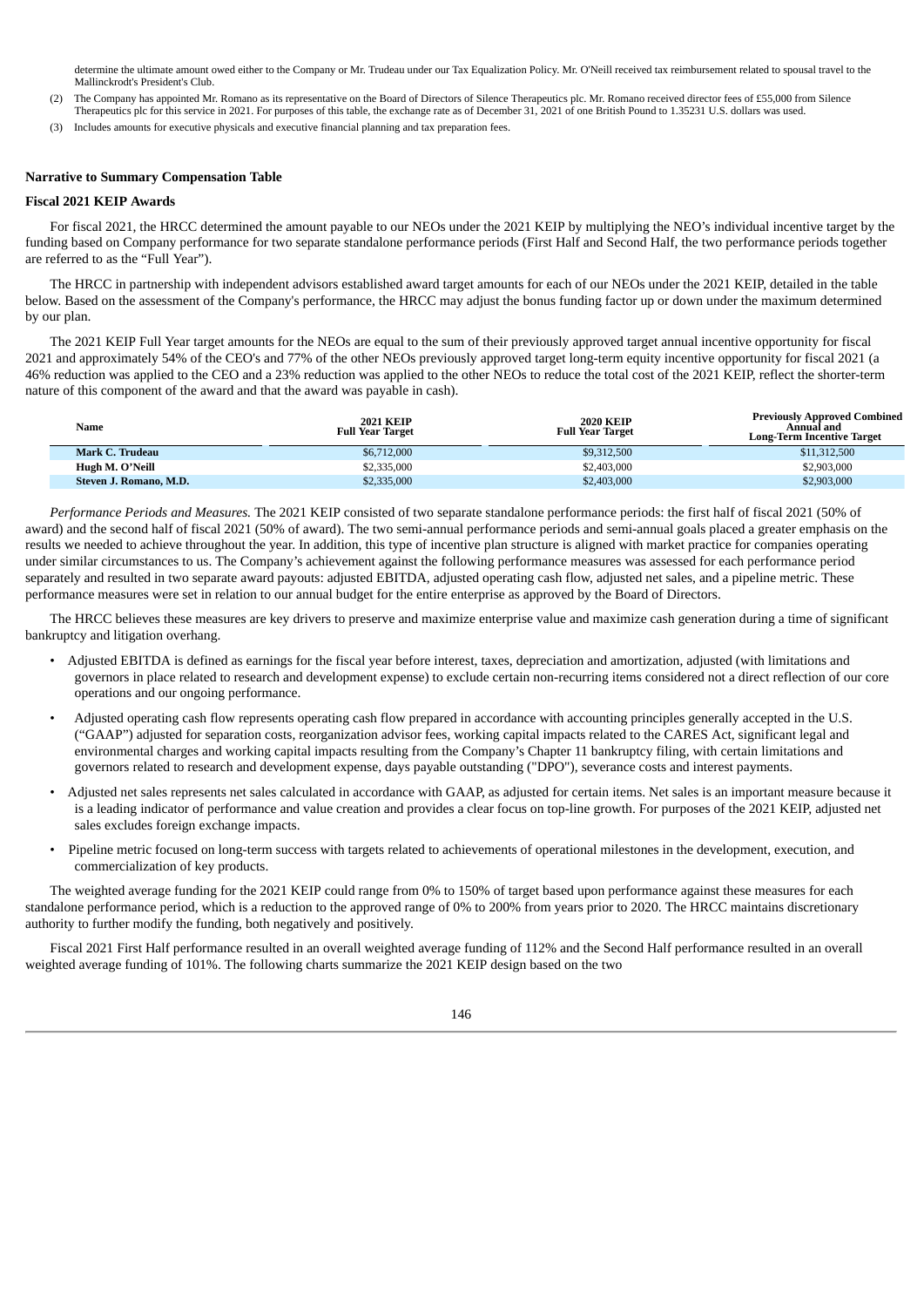determine the ultimate amount owed either to the Company or Mr. Trudeau under our Tax Equalization Policy. Mr. O'Neill received tax reimbursement related to spousal travel to the Mallinckrodt's President's Club.

(2) The Company has appointed Mr. Romano as its representative on the Board of Directors of Silence Therapeutics plc. Mr. Romano received director fees of £55,000 from Silence Therapeutics plc for this service in 2021. For purposes of this table, the exchange rate as of December 31, 2021 of one British Pound to 1.35231 U.S. dollars was used.

(3) Includes amounts for executive physicals and executive financial planning and tax preparation fees.

**Narrative to Summary Compensation Table**

**Fiscal 2021 KEIP Awards**

For fiscal 2021, the HRCC determined the amount payable to our NEOs under the 2021 KEIP by multiplying the NEO's individual incentive target by the funding based on Company performance for two separate standalone performance periods (First Half and Second Half, the two performance periods together are referred to as the "Full Year").

The HRCC in partnership with independent advisors established award target amounts for each of our NEOs under the 2021 KEIP, detailed in the table below. Based on the assessment of the Company's performance, the HRCC may adjust the bonus funding factor up or down under the maximum determined by our plan.

The 2021 KEIP Full Year target amounts for the NEOs are equal to the sum of their previously approved target annual incentive opportunity for fiscal 2021 and approximately 54% of the CEO's and 77% of the other NEOs previously approved target long-term equity incentive opportunity for fiscal 2021 (a 46% reduction was applied to the CEO and a 23% reduction was applied to the other NEOs to reduce the total cost of the 2021 KEIP, reflect the shorter-term nature of this component of the award and that the award was payable in cash).

| Name | 2021 KEIP Full Year Target | 2020 KEIP Full Year Target | Previously Approved Combined Annual and Long-Term Incentive Target |
|---|---|---|---|
| **Mark C. Trudeau** | $6,712,000 | $9,312,500 | $11,312,500 |
| **Hugh M. O'Neill** | $2,335,000 | $2,403,000 | $2,903,000 |
| **Steven J. Romano, M.D.** | $2,335,000 | $2,403,000 | $2,903,000 |

*Performance Periods and Measures.* The 2021 KEIP consisted of two separate standalone performance periods: the first half of fiscal 2021 (50% of award) and the second half of fiscal 2021 (50% of award). The two semi-annual performance periods and semi-annual goals placed a greater emphasis on the results we needed to achieve throughout the year. In addition, this type of incentive plan structure is aligned with market practice for companies operating under similar circumstances to us. The Company's achievement against the following performance measures was assessed for each performance period separately and resulted in two separate award payouts: adjusted EBITDA, adjusted operating cash flow, adjusted net sales, and a pipeline metric. These performance measures were set in relation to our annual budget for the entire enterprise as approved by the Board of Directors.

The HRCC believes these measures are key drivers to preserve and maximize enterprise value and maximize cash generation during a time of significant bankruptcy and litigation overhang.

- Adjusted EBITDA is defined as earnings for the fiscal year before interest, taxes, depreciation and amortization, adjusted (with limitations and governors in place related to research and development expense) to exclude certain non-recurring items considered not a direct reflection of our core operations and our ongoing performance.
- Adjusted operating cash flow represents operating cash flow prepared in accordance with accounting principles generally accepted in the U.S. ("GAAP") adjusted for separation costs, reorganization advisor fees, working capital impacts related to the CARES Act, significant legal and environmental charges and working capital impacts resulting from the Company's Chapter 11 bankruptcy filing, with certain limitations and governors related to research and development expense, days payable outstanding ("DPO"), severance costs and interest payments.
- Adjusted net sales represents net sales calculated in accordance with GAAP, as adjusted for certain items. Net sales is an important measure because it is a leading indicator of performance and value creation and provides a clear focus on top-line growth. For purposes of the 2021 KEIP, adjusted net sales excludes foreign exchange impacts.
- Pipeline metric focused on long-term success with targets related to achievements of operational milestones in the development, execution, and commercialization of key products.

The weighted average funding for the 2021 KEIP could range from 0% to 150% of target based upon performance against these measures for each standalone performance period, which is a reduction to the approved range of 0% to 200% from years prior to 2020. The HRCC maintains discretionary authority to further modify the funding, both negatively and positively.

Fiscal 2021 First Half performance resulted in an overall weighted average funding of 112% and the Second Half performance resulted in an overall weighted average funding of 101%. The following charts summarize the 2021 KEIP design based on the two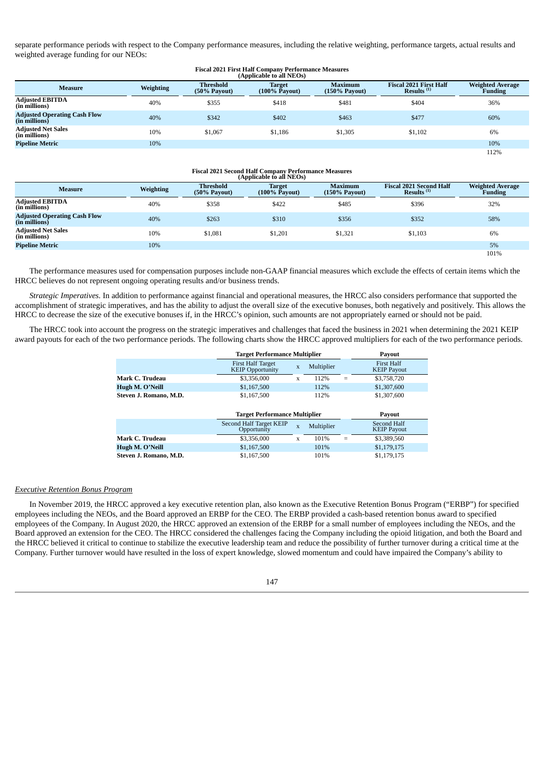separate performance periods with respect to the Company performance measures, including the relative weighting, performance targets, actual results and weighted average funding for our NEOs:

**Fiscal 2021 First Half Company Performance Measures (Applicable to all NEOs)**

| Measure | Weighting | Threshold (50% Payout) | Target (100% Payout) | Maximum (150% Payout) | Fiscal 2021 First Half Results (1) | Weighted Average Funding |
|---|---|---|---|---|---|---|
| Adjusted EBITDA (in millions) | 40% | $355 | $418 | $481 | $404 | 36% |
| Adjusted Operating Cash Flow (in millions) | 40% | $342 | $402 | $463 | $477 | 60% |
| Adjusted Net Sales (in millions) | 10% | $1,067 | $1,186 | $1,305 | $1,102 | 6% |
| Pipeline Metric | 10% | | | | | 10% |
| | | | | | | 112% |

**Fiscal 2021 Second Half Company Performance Measures (Applicable to all NEOs)**

| Measure | Weighting | Threshold (50% Payout) | Target (100% Payout) | Maximum (150% Payout) | Fiscal 2021 Second Half Results (1) | Weighted Average Funding |
|---|---|---|---|---|---|---|
| Adjusted EBITDA (in millions) | 40% | $358 | $422 | $485 | $396 | 32% |
| Adjusted Operating Cash Flow (in millions) | 40% | $263 | $310 | $356 | $352 | 58% |
| Adjusted Net Sales (in millions) | 10% | $1,081 | $1,201 | $1,321 | $1,103 | 6% |
| Pipeline Metric | 10% | | | | | 5% |
| | | | | | | 101% |

The performance measures used for compensation purposes include non-GAAP financial measures which exclude the effects of certain items which the HRCC believes do not represent ongoing operating results and/or business trends.

*Strategic Imperatives*. In addition to performance against financial and operational measures, the HRCC also considers performance that supported the accomplishment of strategic imperatives, and has the ability to adjust the overall size of the executive bonuses, both negatively and positively. This allows the HRCC to decrease the size of the executive bonuses if, in the HRCC's opinion, such amounts are not appropriately earned or should not be paid.

The HRCC took into account the progress on the strategic imperatives and challenges that faced the business in 2021 when determining the 2021 KEIP award payouts for each of the two performance periods. The following charts show the HRCC approved multipliers for each of the two performance periods.

| | Target Performance Multiplier | | | | Payout |
|---|---|---|---|---|---|
| | First Half Target KEIP Opportunity | x | Multiplier | | First Half KEIP Payout |
| **Mark C. Trudeau** | $3,356,000 | x | 112% | = | $3,758,720 |
| **Hugh M. O'Neill** | $1,167,500 | | 112% | | $1,307,600 |
| **Steven J. Romano, M.D.** | $1,167,500 | | 112% | | $1,307,600 |

| | Target Performance Multiplier | | | | Payout |
|---|---|---|---|---|---|
| | Second Half Target KEIP Opportunity | x | Multiplier | | Second Half KEIP Payout |
| **Mark C. Trudeau** | $3,356,000 | x | 101% | = | $3,389,560 |
| **Hugh M. O'Neill** | $1,167,500 | | 101% | | $1,179,175 |
| **Steven J. Romano, M.D.** | $1,167,500 | | 101% | | $1,179,175 |

*Executive Retention Bonus Program*

In November 2019, the HRCC approved a key executive retention plan, also known as the Executive Retention Bonus Program ("ERBP") for specified employees including the NEOs, and the Board approved an ERBP for the CEO. The ERBP provided a cash-based retention bonus award to specified employees of the Company. In August 2020, the HRCC approved an extension of the ERBP for a small number of employees including the NEOs, and the Board approved an extension for the CEO. The HRCC considered the challenges facing the Company including the opioid litigation, and both the Board and the HRCC believed it critical to continue to stabilize the executive leadership team and reduce the possibility of further turnover during a critical time at the Company. Further turnover would have resulted in the loss of expert knowledge, slowed momentum and could have impaired the Company's ability to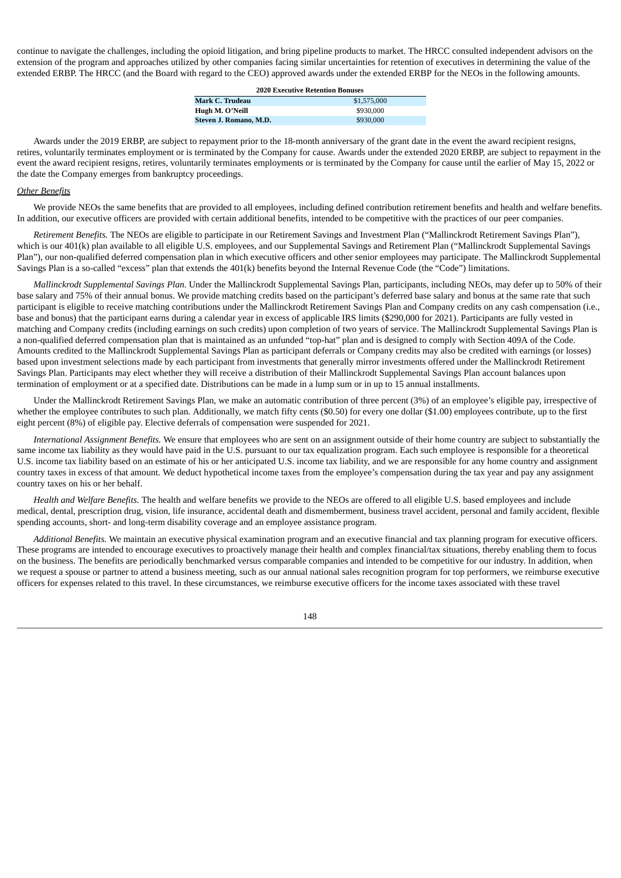continue to navigate the challenges, including the opioid litigation, and bring pipeline products to market. The HRCC consulted independent advisors on the extension of the program and approaches utilized by other companies facing similar uncertainties for retention of executives in determining the value of the extended ERBP. The HRCC (and the Board with regard to the CEO) approved awards under the extended ERBP for the NEOs in the following amounts.

| 2020 Executive Retention Bonuses | |
|---|---|
| **Mark C. Trudeau** | $1,575,000 |
| **Hugh M. O'Neill** | $930,000 |
| **Steven J. Romano, M.D.** | $930,000 |

Awards under the 2019 ERBP, are subject to repayment prior to the 18-month anniversary of the grant date in the event the award recipient resigns, retires, voluntarily terminates employment or is terminated by the Company for cause. Awards under the extended 2020 ERBP, are subject to repayment in the event the award recipient resigns, retires, voluntarily terminates employments or is terminated by the Company for cause until the earlier of May 15, 2022 or the date the Company emerges from bankruptcy proceedings.

*Other Benefits*

We provide NEOs the same benefits that are provided to all employees, including defined contribution retirement benefits and health and welfare benefits. In addition, our executive officers are provided with certain additional benefits, intended to be competitive with the practices of our peer companies.

*Retirement Benefits.* The NEOs are eligible to participate in our Retirement Savings and Investment Plan ("Mallinckrodt Retirement Savings Plan"), which is our 401(k) plan available to all eligible U.S. employees, and our Supplemental Savings and Retirement Plan ("Mallinckrodt Supplemental Savings Plan"), our non-qualified deferred compensation plan in which executive officers and other senior employees may participate. The Mallinckrodt Supplemental Savings Plan is a so-called "excess" plan that extends the 401(k) benefits beyond the Internal Revenue Code (the "Code") limitations.

*Mallinckrodt Supplemental Savings Plan*. Under the Mallinckrodt Supplemental Savings Plan, participants, including NEOs, may defer up to 50% of their base salary and 75% of their annual bonus. We provide matching credits based on the participant's deferred base salary and bonus at the same rate that such participant is eligible to receive matching contributions under the Mallinckrodt Retirement Savings Plan and Company credits on any cash compensation (i.e., base and bonus) that the participant earns during a calendar year in excess of applicable IRS limits ($290,000 for 2021). Participants are fully vested in matching and Company credits (including earnings on such credits) upon completion of two years of service. The Mallinckrodt Supplemental Savings Plan is a non-qualified deferred compensation plan that is maintained as an unfunded "top-hat" plan and is designed to comply with Section 409A of the Code. Amounts credited to the Mallinckrodt Supplemental Savings Plan as participant deferrals or Company credits may also be credited with earnings (or losses) based upon investment selections made by each participant from investments that generally mirror investments offered under the Mallinckrodt Retirement Savings Plan. Participants may elect whether they will receive a distribution of their Mallinckrodt Supplemental Savings Plan account balances upon termination of employment or at a specified date. Distributions can be made in a lump sum or in up to 15 annual installments.

Under the Mallinckrodt Retirement Savings Plan, we make an automatic contribution of three percent (3%) of an employee's eligible pay, irrespective of whether the employee contributes to such plan. Additionally, we match fifty cents ($0.50) for every one dollar ($1.00) employees contribute, up to the first eight percent (8%) of eligible pay. Elective deferrals of compensation were suspended for 2021.

*International Assignment Benefits.* We ensure that employees who are sent on an assignment outside of their home country are subject to substantially the same income tax liability as they would have paid in the U.S. pursuant to our tax equalization program. Each such employee is responsible for a theoretical U.S. income tax liability based on an estimate of his or her anticipated U.S. income tax liability, and we are responsible for any home country and assignment country taxes in excess of that amount. We deduct hypothetical income taxes from the employee's compensation during the tax year and pay any assignment country taxes on his or her behalf.

*Health and Welfare Benefits.* The health and welfare benefits we provide to the NEOs are offered to all eligible U.S. based employees and include medical, dental, prescription drug, vision, life insurance, accidental death and dismemberment, business travel accident, personal and family accident, flexible spending accounts, short- and long-term disability coverage and an employee assistance program.

*Additional Benefits.* We maintain an executive physical examination program and an executive financial and tax planning program for executive officers. These programs are intended to encourage executives to proactively manage their health and complex financial/tax situations, thereby enabling them to focus on the business. The benefits are periodically benchmarked versus comparable companies and intended to be competitive for our industry. In addition, when we request a spouse or partner to attend a business meeting, such as our annual national sales recognition program for top performers, we reimburse executive officers for expenses related to this travel. In these circumstances, we reimburse executive officers for the income taxes associated with these travel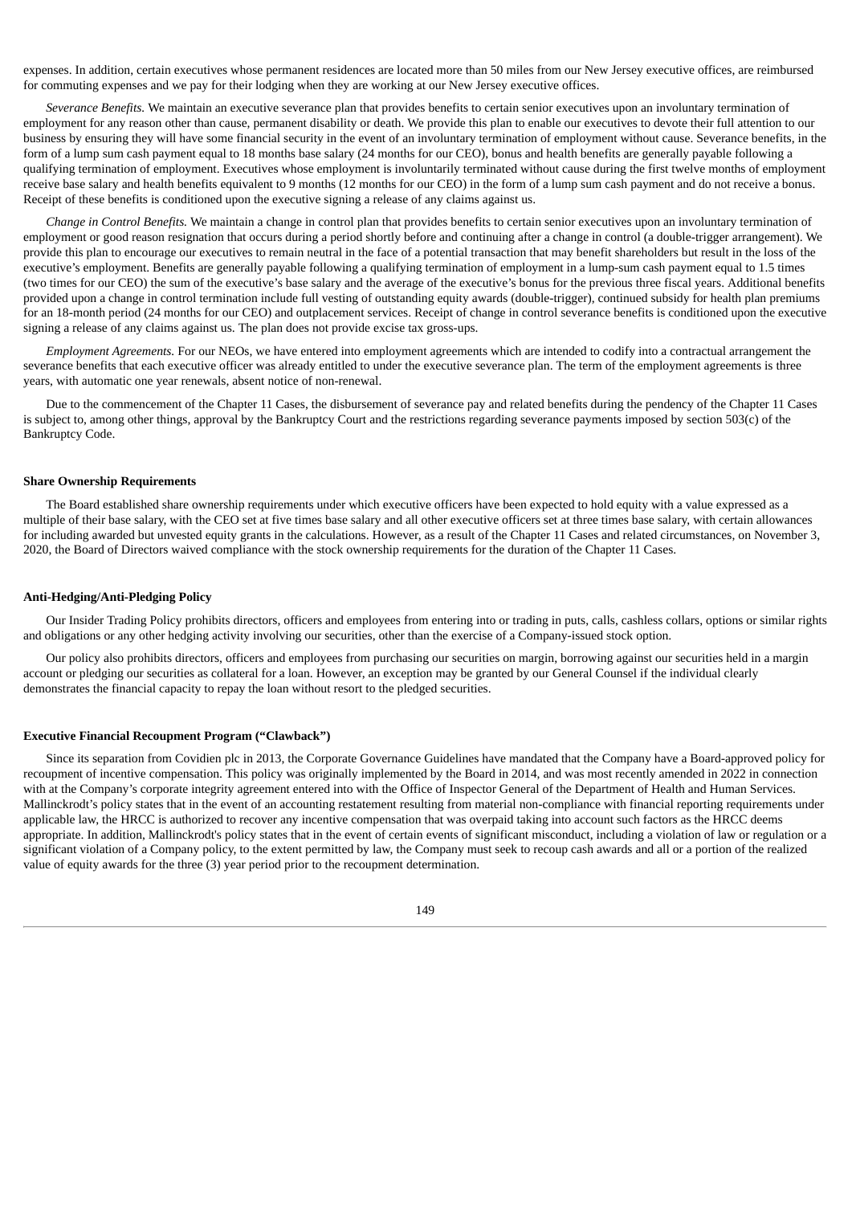expenses. In addition, certain executives whose permanent residences are located more than 50 miles from our New Jersey executive offices, are reimbursed for commuting expenses and we pay for their lodging when they are working at our New Jersey executive offices.

*Severance Benefits.* We maintain an executive severance plan that provides benefits to certain senior executives upon an involuntary termination of employment for any reason other than cause, permanent disability or death. We provide this plan to enable our executives to devote their full attention to our business by ensuring they will have some financial security in the event of an involuntary termination of employment without cause. Severance benefits, in the form of a lump sum cash payment equal to 18 months base salary (24 months for our CEO), bonus and health benefits are generally payable following a qualifying termination of employment. Executives whose employment is involuntarily terminated without cause during the first twelve months of employment receive base salary and health benefits equivalent to 9 months (12 months for our CEO) in the form of a lump sum cash payment and do not receive a bonus. Receipt of these benefits is conditioned upon the executive signing a release of any claims against us.

*Change in Control Benefits.* We maintain a change in control plan that provides benefits to certain senior executives upon an involuntary termination of employment or good reason resignation that occurs during a period shortly before and continuing after a change in control (a double-trigger arrangement). We provide this plan to encourage our executives to remain neutral in the face of a potential transaction that may benefit shareholders but result in the loss of the executive's employment. Benefits are generally payable following a qualifying termination of employment in a lump-sum cash payment equal to 1.5 times (two times for our CEO) the sum of the executive's base salary and the average of the executive's bonus for the previous three fiscal years. Additional benefits provided upon a change in control termination include full vesting of outstanding equity awards (double-trigger), continued subsidy for health plan premiums for an 18-month period (24 months for our CEO) and outplacement services. Receipt of change in control severance benefits is conditioned upon the executive signing a release of any claims against us. The plan does not provide excise tax gross-ups.

*Employment Agreements.* For our NEOs, we have entered into employment agreements which are intended to codify into a contractual arrangement the severance benefits that each executive officer was already entitled to under the executive severance plan. The term of the employment agreements is three years, with automatic one year renewals, absent notice of non-renewal.

Due to the commencement of the Chapter 11 Cases, the disbursement of severance pay and related benefits during the pendency of the Chapter 11 Cases is subject to, among other things, approval by the Bankruptcy Court and the restrictions regarding severance payments imposed by section 503(c) of the Bankruptcy Code.

**Share Ownership Requirements**

The Board established share ownership requirements under which executive officers have been expected to hold equity with a value expressed as a multiple of their base salary, with the CEO set at five times base salary and all other executive officers set at three times base salary, with certain allowances for including awarded but unvested equity grants in the calculations. However, as a result of the Chapter 11 Cases and related circumstances, on November 3, 2020, the Board of Directors waived compliance with the stock ownership requirements for the duration of the Chapter 11 Cases.

**Anti-Hedging/Anti-Pledging Policy**

Our Insider Trading Policy prohibits directors, officers and employees from entering into or trading in puts, calls, cashless collars, options or similar rights and obligations or any other hedging activity involving our securities, other than the exercise of a Company-issued stock option.

Our policy also prohibits directors, officers and employees from purchasing our securities on margin, borrowing against our securities held in a margin account or pledging our securities as collateral for a loan. However, an exception may be granted by our General Counsel if the individual clearly demonstrates the financial capacity to repay the loan without resort to the pledged securities.

**Executive Financial Recoupment Program ("Clawback")**

Since its separation from Covidien plc in 2013, the Corporate Governance Guidelines have mandated that the Company have a Board-approved policy for recoupment of incentive compensation. This policy was originally implemented by the Board in 2014, and was most recently amended in 2022 in connection with at the Company's corporate integrity agreement entered into with the Office of Inspector General of the Department of Health and Human Services. Mallinckrodt's policy states that in the event of an accounting restatement resulting from material non-compliance with financial reporting requirements under applicable law, the HRCC is authorized to recover any incentive compensation that was overpaid taking into account such factors as the HRCC deems appropriate. In addition, Mallinckrodt's policy states that in the event of certain events of significant misconduct, including a violation of law or regulation or a significant violation of a Company policy, to the extent permitted by law, the Company must seek to recoup cash awards and all or a portion of the realized value of equity awards for the three (3) year period prior to the recoupment determination.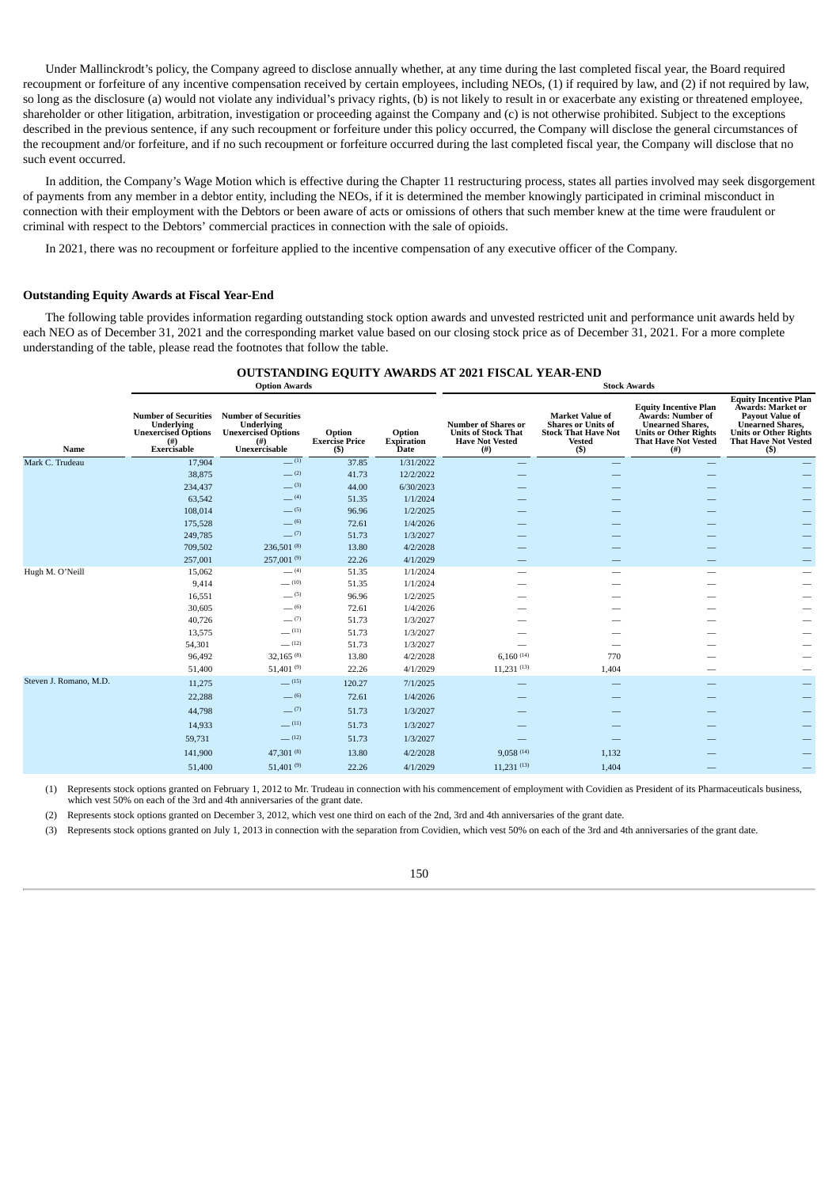Under Mallinckrodt's policy, the Company agreed to disclose annually whether, at any time during the last completed fiscal year, the Board required recoupment or forfeiture of any incentive compensation received by certain employees, including NEOs, (1) if required by law, and (2) if not required by law, so long as the disclosure (a) would not violate any individual's privacy rights, (b) is not likely to result in or exacerbate any existing or threatened employee, shareholder or other litigation, arbitration, investigation or proceeding against the Company and (c) is not otherwise prohibited. Subject to the exceptions described in the previous sentence, if any such recoupment or forfeiture under this policy occurred, the Company will disclose the general circumstances of the recoupment and/or forfeiture, and if no such recoupment or forfeiture occurred during the last completed fiscal year, the Company will disclose that no such event occurred.

In addition, the Company's Wage Motion which is effective during the Chapter 11 restructuring process, states all parties involved may seek disgorgement of payments from any member in a debtor entity, including the NEOs, if it is determined the member knowingly participated in criminal misconduct in connection with their employment with the Debtors or been aware of acts or omissions of others that such member knew at the time were fraudulent or criminal with respect to the Debtors' commercial practices in connection with the sale of opioids.

In 2021, there was no recoupment or forfeiture applied to the incentive compensation of any executive officer of the Company.

**Outstanding Equity Awards at Fiscal Year-End**

The following table provides information regarding outstanding stock option awards and unvested restricted unit and performance unit awards held by each NEO as of December 31, 2021 and the corresponding market value based on our closing stock price as of December 31, 2021. For a more complete understanding of the table, please read the footnotes that follow the table.

**OUTSTANDING EQUITY AWARDS AT 2021 FISCAL YEAR-END**

| | Option Awards | | | | Stock Awards | | | |
|---|---|---|---|---|---|---|---|---|
| Name | Number of Securities Underlying Unexercised Options (#) Exercisable | Number of Securities Underlying Unexercised Options (#) Unexercisable | Option Exercise Price ($) | Option Expiration Date | Number of Shares or Units of Stock That Have Not Vested (#) | Market Value of Shares or Units of Stock That Have Not Vested ($) | Equity Incentive Plan Awards: Number of Unearned Shares, Units or Other Rights That Have Not Vested (#) | Equity Incentive Plan Awards: Market or Payout Value of Unearned Shares, Units or Other Rights That Have Not Vested ($) |
| Mark C. Trudeau | 17,904 | — (1) | 37.85 | 1/31/2022 | — | — | — | — |
| | 38,875 | — (2) | 41.73 | 12/2/2022 | — | — | — | — |
| | 234,437 | — (3) | 44.00 | 6/30/2023 | — | — | — | — |
| | 63,542 | — (4) | 51.35 | 1/1/2024 | — | — | — | — |
| | 108,014 | — (5) | 96.96 | 1/2/2025 | — | — | — | — |
| | 175,528 | — (6) | 72.61 | 1/4/2026 | — | — | — | — |
| | 249,785 | — (7) | 51.73 | 1/3/2027 | — | — | — | — |
| | 709,502 | 236,501 (8) | 13.80 | 4/2/2028 | — | — | — | — |
| | 257,001 | 257,001 (9) | 22.26 | 4/1/2029 | — | — | — | — |
| Hugh M. O'Neill | 15,062 | — (4) | 51.35 | 1/1/2024 | — | — | — | — |
| | 9,414 | — (10) | 51.35 | 1/1/2024 | — | — | — | — |
| | 16,551 | — (5) | 96.96 | 1/2/2025 | — | — | — | — |
| | 30,605 | — (6) | 72.61 | 1/4/2026 | — | — | — | — |
| | 40,726 | — (7) | 51.73 | 1/3/2027 | — | — | — | — |
| | 13,575 | — (11) | 51.73 | 1/3/2027 | — | — | — | — |
| | 54,301 | — (12) | 51.73 | 1/3/2027 | — | — | — | — |
| | 96,492 | 32,165 (8) | 13.80 | 4/2/2028 | 6,160 (14) | 770 | — | — |
| | 51,400 | 51,401 (9) | 22.26 | 4/1/2029 | 11,231 (13) | 1,404 | — | — |
| Steven J. Romano, M.D. | 11,275 | — (15) | 120.27 | 7/1/2025 | — | — | — | — |
| | 22,288 | — (6) | 72.61 | 1/4/2026 | — | — | — | — |
| | 44,798 | — (7) | 51.73 | 1/3/2027 | — | — | — | — |
| | 14,933 | — (11) | 51.73 | 1/3/2027 | — | — | — | — |
| | 59,731 | — (12) | 51.73 | 1/3/2027 | — | — | — | — |
| | 141,900 | 47,301 (8) | 13.80 | 4/2/2028 | 9,058 (14) | 1,132 | — | — |
| | 51,400 | 51,401 (9) | 22.26 | 4/1/2029 | 11,231 (13) | 1,404 | — | — |

(1) Represents stock options granted on February 1, 2012 to Mr. Trudeau in connection with his commencement of employment with Covidien as President of its Pharmaceuticals business, which vest 50% on each of the 3rd and 4th anniversaries of the grant date.

(2) Represents stock options granted on December 3, 2012, which vest one third on each of the 2nd, 3rd and 4th anniversaries of the grant date.

(3) Represents stock options granted on July 1, 2013 in connection with the separation from Covidien, which vest 50% on each of the 3rd and 4th anniversaries of the grant date.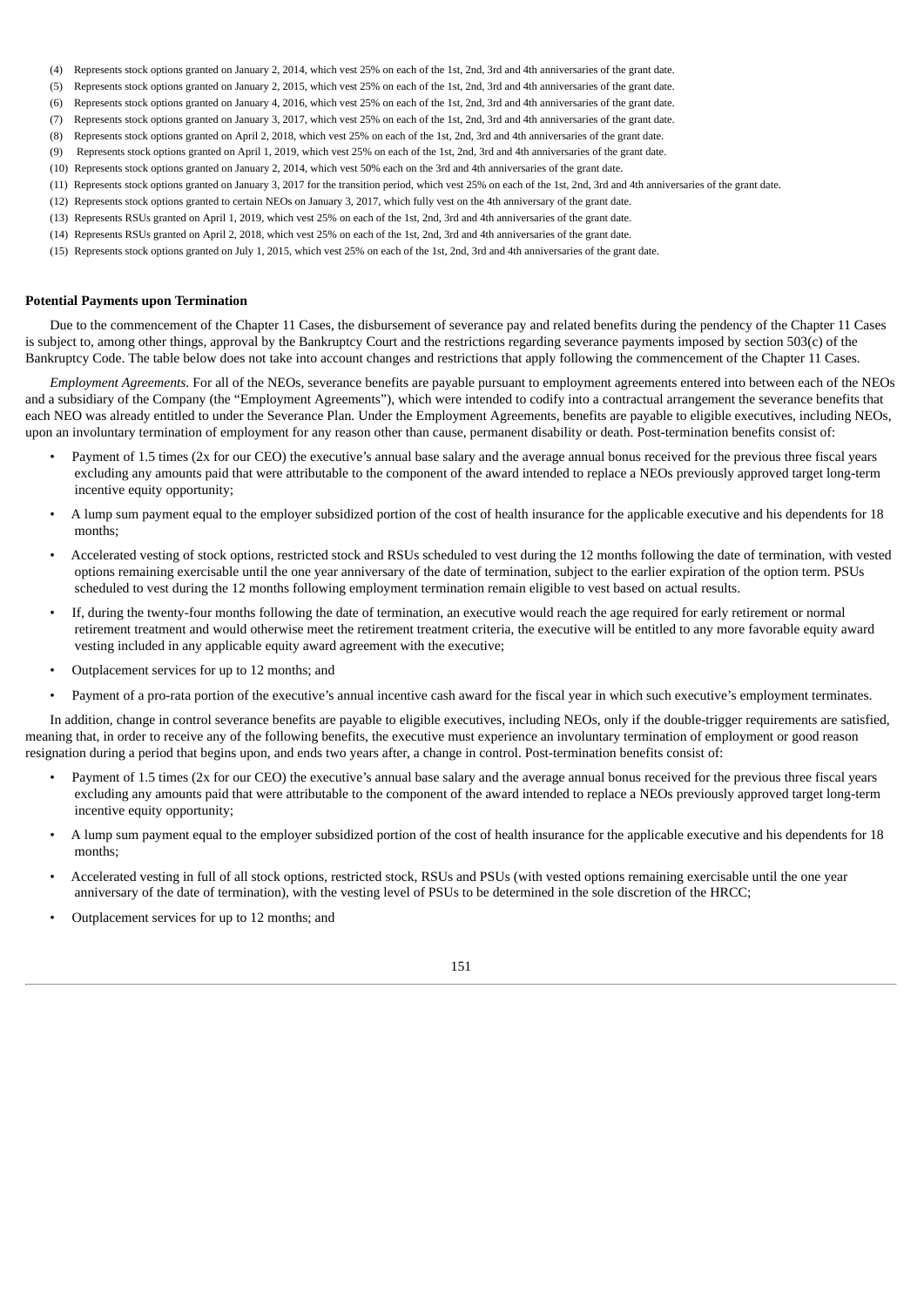(4) Represents stock options granted on January 2, 2014, which vest 25% on each of the 1st, 2nd, 3rd and 4th anniversaries of the grant date.

(5) Represents stock options granted on January 2, 2015, which vest 25% on each of the 1st, 2nd, 3rd and 4th anniversaries of the grant date.

(6) Represents stock options granted on January 4, 2016, which vest 25% on each of the 1st, 2nd, 3rd and 4th anniversaries of the grant date.

(7) Represents stock options granted on January 3, 2017, which vest 25% on each of the 1st, 2nd, 3rd and 4th anniversaries of the grant date.

(8) Represents stock options granted on April 2, 2018, which vest 25% on each of the 1st, 2nd, 3rd and 4th anniversaries of the grant date.

(9) Represents stock options granted on April 1, 2019, which vest 25% on each of the 1st, 2nd, 3rd and 4th anniversaries of the grant date.

(10) Represents stock options granted on January 2, 2014, which vest 50% each on the 3rd and 4th anniversaries of the grant date.

(11) Represents stock options granted on January 3, 2017 for the transition period, which vest 25% on each of the 1st, 2nd, 3rd and 4th anniversaries of the grant date.

(12) Represents stock options granted to certain NEOs on January 3, 2017, which fully vest on the 4th anniversary of the grant date.

(13) Represents RSUs granted on April 1, 2019, which vest 25% on each of the 1st, 2nd, 3rd and 4th anniversaries of the grant date.

(14) Represents RSUs granted on April 2, 2018, which vest 25% on each of the 1st, 2nd, 3rd and 4th anniversaries of the grant date.

(15) Represents stock options granted on July 1, 2015, which vest 25% on each of the 1st, 2nd, 3rd and 4th anniversaries of the grant date.

**Potential Payments upon Termination**

Due to the commencement of the Chapter 11 Cases, the disbursement of severance pay and related benefits during the pendency of the Chapter 11 Cases is subject to, among other things, approval by the Bankruptcy Court and the restrictions regarding severance payments imposed by section 503(c) of the Bankruptcy Code. The table below does not take into account changes and restrictions that apply following the commencement of the Chapter 11 Cases.

*Employment Agreements.* For all of the NEOs, severance benefits are payable pursuant to employment agreements entered into between each of the NEOs and a subsidiary of the Company (the "Employment Agreements"), which were intended to codify into a contractual arrangement the severance benefits that each NEO was already entitled to under the Severance Plan. Under the Employment Agreements, benefits are payable to eligible executives, including NEOs, upon an involuntary termination of employment for any reason other than cause, permanent disability or death. Post-termination benefits consist of:

- Payment of 1.5 times (2x for our CEO) the executive's annual base salary and the average annual bonus received for the previous three fiscal years excluding any amounts paid that were attributable to the component of the award intended to replace a NEOs previously approved target long-term incentive equity opportunity;
- A lump sum payment equal to the employer subsidized portion of the cost of health insurance for the applicable executive and his dependents for 18 months;
- Accelerated vesting of stock options, restricted stock and RSUs scheduled to vest during the 12 months following the date of termination, with vested options remaining exercisable until the one year anniversary of the date of termination, subject to the earlier expiration of the option term. PSUs scheduled to vest during the 12 months following employment termination remain eligible to vest based on actual results.
- If, during the twenty-four months following the date of termination, an executive would reach the age required for early retirement or normal retirement treatment and would otherwise meet the retirement treatment criteria, the executive will be entitled to any more favorable equity award vesting included in any applicable equity award agreement with the executive;
- Outplacement services for up to 12 months; and
- Payment of a pro-rata portion of the executive's annual incentive cash award for the fiscal year in which such executive's employment terminates.

In addition, change in control severance benefits are payable to eligible executives, including NEOs, only if the double-trigger requirements are satisfied, meaning that, in order to receive any of the following benefits, the executive must experience an involuntary termination of employment or good reason resignation during a period that begins upon, and ends two years after, a change in control. Post-termination benefits consist of:

- Payment of 1.5 times (2x for our CEO) the executive's annual base salary and the average annual bonus received for the previous three fiscal years excluding any amounts paid that were attributable to the component of the award intended to replace a NEOs previously approved target long-term incentive equity opportunity;
- A lump sum payment equal to the employer subsidized portion of the cost of health insurance for the applicable executive and his dependents for 18 months;
- Accelerated vesting in full of all stock options, restricted stock, RSUs and PSUs (with vested options remaining exercisable until the one year anniversary of the date of termination), with the vesting level of PSUs to be determined in the sole discretion of the HRCC;
- Outplacement services for up to 12 months; and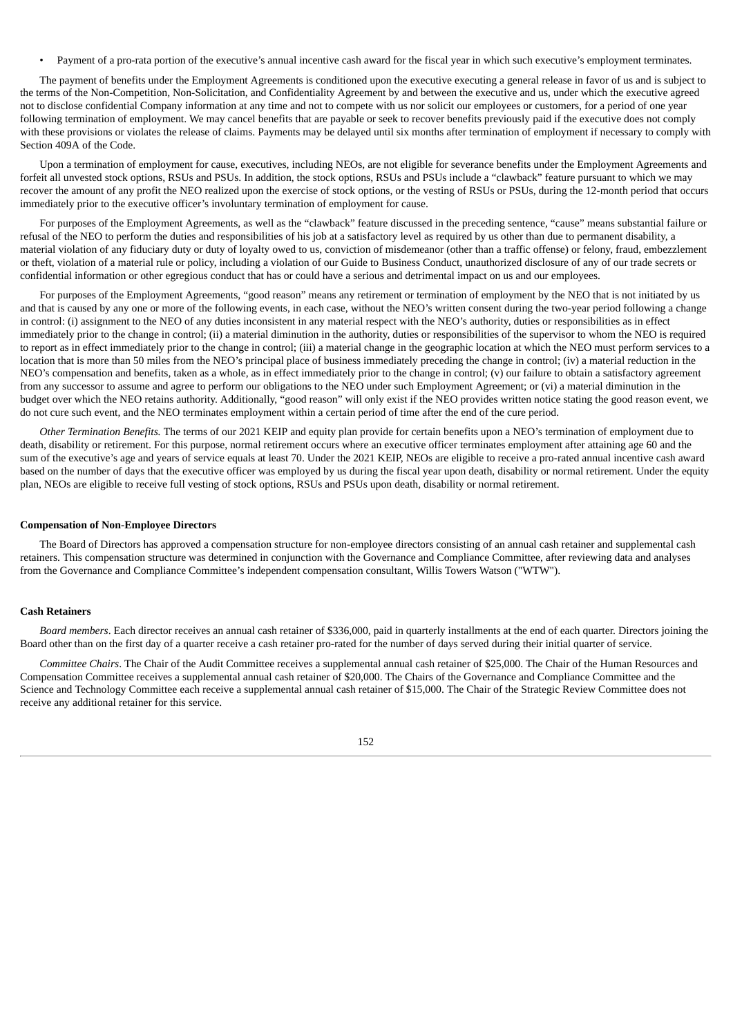- Payment of a pro-rata portion of the executive's annual incentive cash award for the fiscal year in which such executive's employment terminates.

The payment of benefits under the Employment Agreements is conditioned upon the executive executing a general release in favor of us and is subject to the terms of the Non-Competition, Non-Solicitation, and Confidentiality Agreement by and between the executive and us, under which the executive agreed not to disclose confidential Company information at any time and not to compete with us nor solicit our employees or customers, for a period of one year following termination of employment. We may cancel benefits that are payable or seek to recover benefits previously paid if the executive does not comply with these provisions or violates the release of claims. Payments may be delayed until six months after termination of employment if necessary to comply with Section 409A of the Code.

Upon a termination of employment for cause, executives, including NEOs, are not eligible for severance benefits under the Employment Agreements and forfeit all unvested stock options, RSUs and PSUs. In addition, the stock options, RSUs and PSUs include a "clawback" feature pursuant to which we may recover the amount of any profit the NEO realized upon the exercise of stock options, or the vesting of RSUs or PSUs, during the 12-month period that occurs immediately prior to the executive officer's involuntary termination of employment for cause.

For purposes of the Employment Agreements, as well as the "clawback" feature discussed in the preceding sentence, "cause" means substantial failure or refusal of the NEO to perform the duties and responsibilities of his job at a satisfactory level as required by us other than due to permanent disability, a material violation of any fiduciary duty or duty of loyalty owed to us, conviction of misdemeanor (other than a traffic offense) or felony, fraud, embezzlement or theft, violation of a material rule or policy, including a violation of our Guide to Business Conduct, unauthorized disclosure of any of our trade secrets or confidential information or other egregious conduct that has or could have a serious and detrimental impact on us and our employees.

For purposes of the Employment Agreements, "good reason" means any retirement or termination of employment by the NEO that is not initiated by us and that is caused by any one or more of the following events, in each case, without the NEO's written consent during the two-year period following a change in control: (i) assignment to the NEO of any duties inconsistent in any material respect with the NEO's authority, duties or responsibilities as in effect immediately prior to the change in control; (ii) a material diminution in the authority, duties or responsibilities of the supervisor to whom the NEO is required to report as in effect immediately prior to the change in control; (iii) a material change in the geographic location at which the NEO must perform services to a location that is more than 50 miles from the NEO's principal place of business immediately preceding the change in control; (iv) a material reduction in the NEO's compensation and benefits, taken as a whole, as in effect immediately prior to the change in control; (v) our failure to obtain a satisfactory agreement from any successor to assume and agree to perform our obligations to the NEO under such Employment Agreement; or (vi) a material diminution in the budget over which the NEO retains authority. Additionally, "good reason" will only exist if the NEO provides written notice stating the good reason event, we do not cure such event, and the NEO terminates employment within a certain period of time after the end of the cure period.

*Other Termination Benefits.* The terms of our 2021 KEIP and equity plan provide for certain benefits upon a NEO's termination of employment due to death, disability or retirement. For this purpose, normal retirement occurs where an executive officer terminates employment after attaining age 60 and the sum of the executive's age and years of service equals at least 70. Under the 2021 KEIP, NEOs are eligible to receive a pro-rated annual incentive cash award based on the number of days that the executive officer was employed by us during the fiscal year upon death, disability or normal retirement. Under the equity plan, NEOs are eligible to receive full vesting of stock options, RSUs and PSUs upon death, disability or normal retirement.

**Compensation of Non-Employee Directors**

The Board of Directors has approved a compensation structure for non-employee directors consisting of an annual cash retainer and supplemental cash retainers. This compensation structure was determined in conjunction with the Governance and Compliance Committee, after reviewing data and analyses from the Governance and Compliance Committee's independent compensation consultant, Willis Towers Watson ("WTW").

**Cash Retainers**

*Board members*. Each director receives an annual cash retainer of $336,000, paid in quarterly installments at the end of each quarter. Directors joining the Board other than on the first day of a quarter receive a cash retainer pro-rated for the number of days served during their initial quarter of service.

*Committee Chairs*. The Chair of the Audit Committee receives a supplemental annual cash retainer of $25,000. The Chair of the Human Resources and Compensation Committee receives a supplemental annual cash retainer of $20,000. The Chairs of the Governance and Compliance Committee and the Science and Technology Committee each receive a supplemental annual cash retainer of $15,000. The Chair of the Strategic Review Committee does not receive any additional retainer for this service.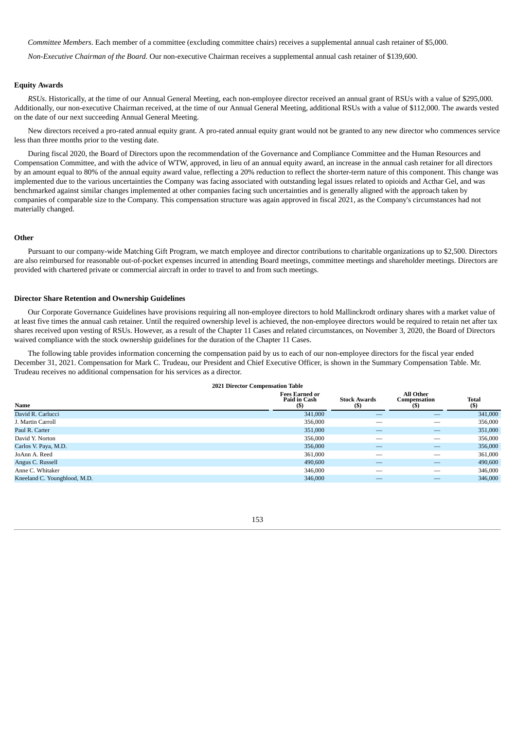*Committee Members*. Each member of a committee (excluding committee chairs) receives a supplemental annual cash retainer of $5,000.

*Non-Executive Chairman of the Board*. Our non-executive Chairman receives a supplemental annual cash retainer of $139,600.

**Equity Awards**

*RSUs*. Historically, at the time of our Annual General Meeting, each non-employee director received an annual grant of RSUs with a value of $295,000. Additionally, our non-executive Chairman received, at the time of our Annual General Meeting, additional RSUs with a value of $112,000. The awards vested on the date of our next succeeding Annual General Meeting.

New directors received a pro-rated annual equity grant. A pro-rated annual equity grant would not be granted to any new director who commences service less than three months prior to the vesting date.

During fiscal 2020, the Board of Directors upon the recommendation of the Governance and Compliance Committee and the Human Resources and Compensation Committee, and with the advice of WTW, approved, in lieu of an annual equity award, an increase in the annual cash retainer for all directors by an amount equal to 80% of the annual equity award value, reflecting a 20% reduction to reflect the shorter-term nature of this component. This change was implemented due to the various uncertainties the Company was facing associated with outstanding legal issues related to opioids and Acthar Gel, and was benchmarked against similar changes implemented at other companies facing such uncertainties and is generally aligned with the approach taken by companies of comparable size to the Company. This compensation structure was again approved in fiscal 2021, as the Company's circumstances had not materially changed.

**Other**

Pursuant to our company-wide Matching Gift Program, we match employee and director contributions to charitable organizations up to $2,500. Directors are also reimbursed for reasonable out-of-pocket expenses incurred in attending Board meetings, committee meetings and shareholder meetings. Directors are provided with chartered private or commercial aircraft in order to travel to and from such meetings.

**Director Share Retention and Ownership Guidelines**

Our Corporate Governance Guidelines have provisions requiring all non-employee directors to hold Mallinckrodt ordinary shares with a market value of at least five times the annual cash retainer. Until the required ownership level is achieved, the non-employee directors would be required to retain net after tax shares received upon vesting of RSUs. However, as a result of the Chapter 11 Cases and related circumstances, on November 3, 2020, the Board of Directors waived compliance with the stock ownership guidelines for the duration of the Chapter 11 Cases.

The following table provides information concerning the compensation paid by us to each of our non-employee directors for the fiscal year ended December 31, 2021. Compensation for Mark C. Trudeau, our President and Chief Executive Officer, is shown in the Summary Compensation Table. Mr. Trudeau receives no additional compensation for his services as a director.

**2021 Director Compensation Table**

| Name | Fees Earned or Paid in Cash ($) | Stock Awards ($) | All Other Compensation ($) | Total ($) |
|---|---|---|---|---|
| David R. Carlucci | 341,000 | — | — | 341,000 |
| J. Martin Carroll | 356,000 | — | — | 356,000 |
| Paul R. Carter | 351,000 | — | — | 351,000 |
| David Y. Norton | 356,000 | — | — | 356,000 |
| Carlos V. Paya, M.D. | 356,000 | — | — | 356,000 |
| JoAnn A. Reed | 361,000 | — | — | 361,000 |
| Angus C. Russell | 490,600 | — | — | 490,600 |
| Anne C. Whitaker | 346,000 | — | — | 346,000 |
| Kneeland C. Youngblood, M.D. | 346,000 | — | — | 346,000 |